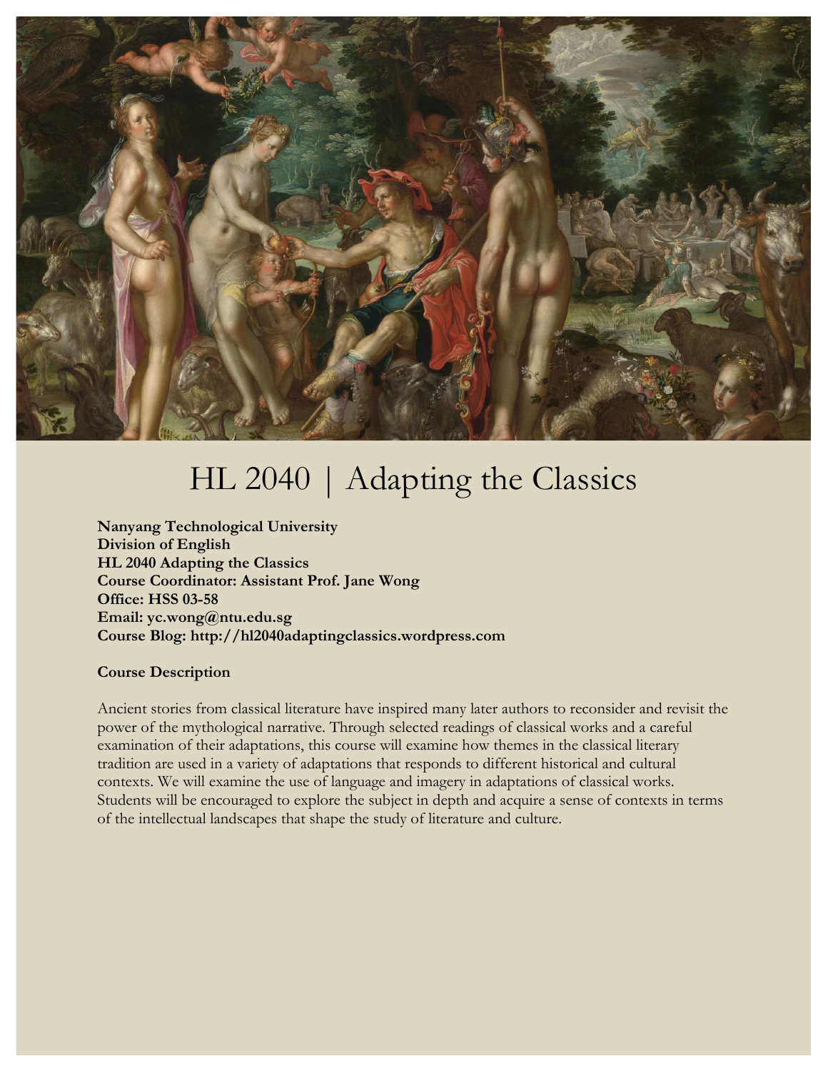# HL 2040 | Adapting the Classics

**Nanyang Technological University**
**Division of English**
**HL 2040 Adapting the Classics**
**Course Coordinator: Assistant Prof. Jane Wong**
**Office: HSS 03-58**
**Email: yc.wong@ntu.edu.sg**
**Course Blog: http://hl2040adaptingclassics.wordpress.com**

**Course Description**

Ancient stories from classical literature have inspired many later authors to reconsider and revisit the power of the mythological narrative. Through selected readings of classical works and a careful examination of their adaptations, this course will examine how themes in the classical literary tradition are used in a variety of adaptations that responds to different historical and cultural contexts. We will examine the use of language and imagery in adaptations of classical works. Students will be encouraged to explore the subject in depth and acquire a sense of contexts in terms of the intellectual landscapes that shape the study of literature and culture.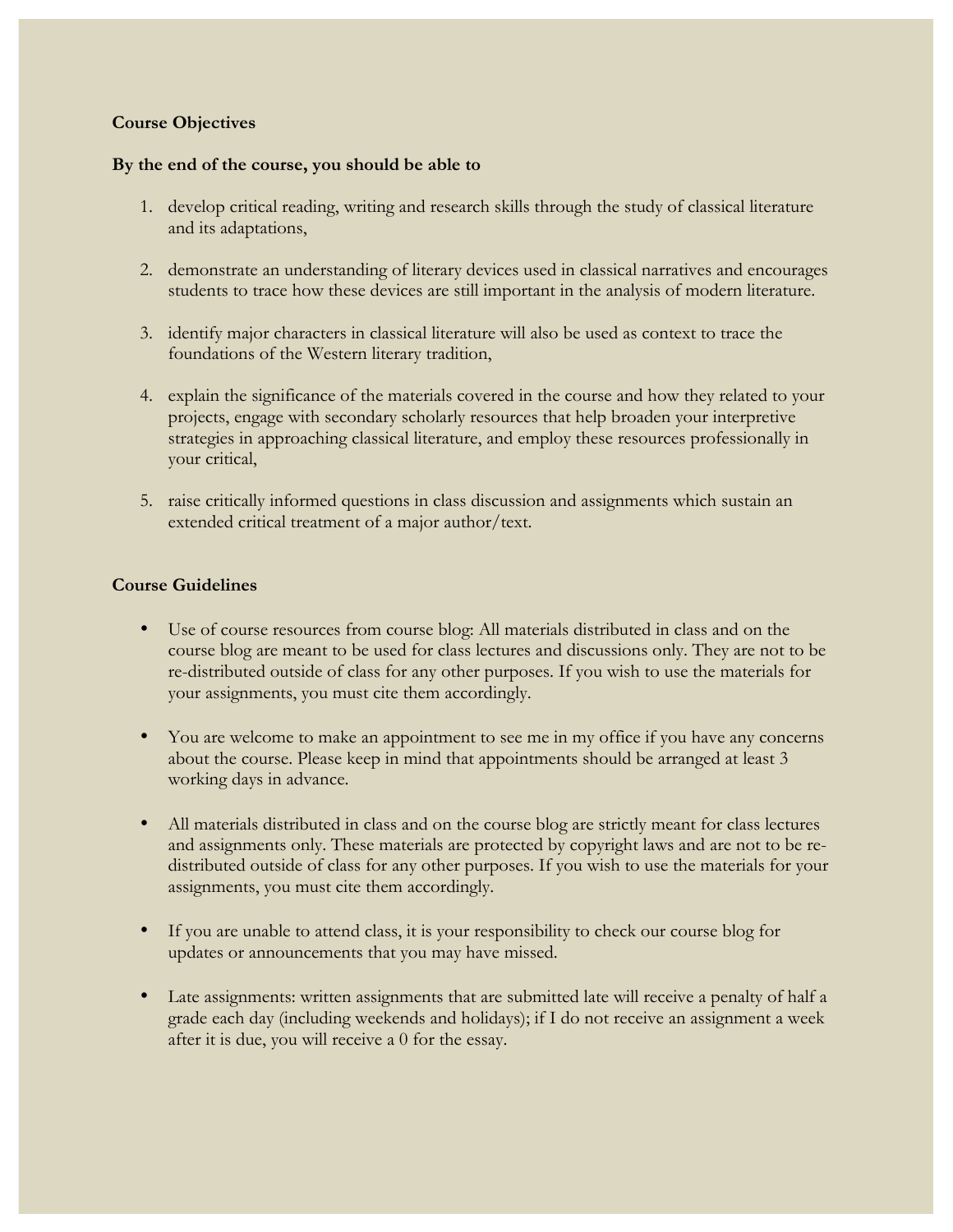**Course Objectives**

**By the end of the course, you should be able to**

1. develop critical reading, writing and research skills through the study of classical literature and its adaptations,

2. demonstrate an understanding of literary devices used in classical narratives and encourages students to trace how these devices are still important in the analysis of modern literature.

3. identify major characters in classical literature will also be used as context to trace the foundations of the Western literary tradition,

4. explain the significance of the materials covered in the course and how they related to your projects, engage with secondary scholarly resources that help broaden your interpretive strategies in approaching classical literature, and employ these resources professionally in your critical,

5. raise critically informed questions in class discussion and assignments which sustain an extended critical treatment of a major author/text.

**Course Guidelines**

- Use of course resources from course blog: All materials distributed in class and on the course blog are meant to be used for class lectures and discussions only. They are not to be re-distributed outside of class for any other purposes. If you wish to use the materials for your assignments, you must cite them accordingly.

- You are welcome to make an appointment to see me in my office if you have any concerns about the course. Please keep in mind that appointments should be arranged at least 3 working days in advance.

- All materials distributed in class and on the course blog are strictly meant for class lectures and assignments only. These materials are protected by copyright laws and are not to be re-distributed outside of class for any other purposes. If you wish to use the materials for your assignments, you must cite them accordingly.

- If you are unable to attend class, it is your responsibility to check our course blog for updates or announcements that you may have missed.

- Late assignments: written assignments that are submitted late will receive a penalty of half a grade each day (including weekends and holidays); if I do not receive an assignment a week after it is due, you will receive a 0 for the essay.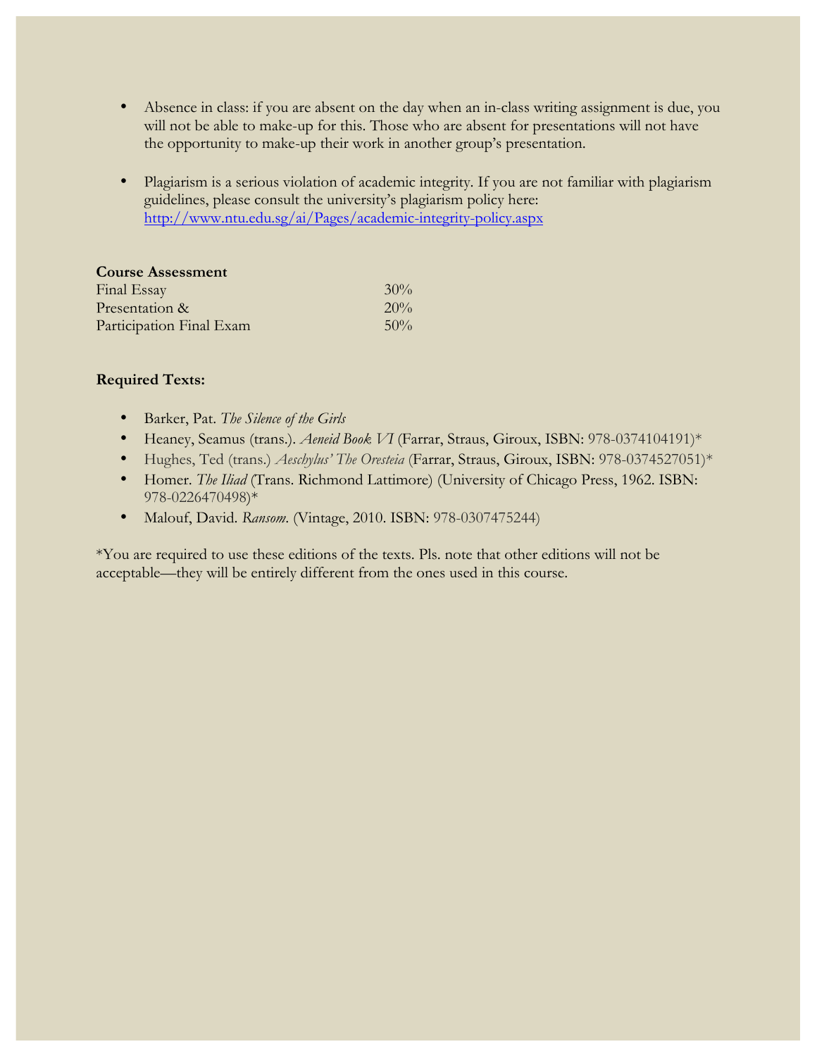- Absence in class: if you are absent on the day when an in-class writing assignment is due, you will not be able to make-up for this. Those who are absent for presentations will not have the opportunity to make-up their work in another group's presentation.

- Plagiarism is a serious violation of academic integrity. If you are not familiar with plagiarism guidelines, please consult the university's plagiarism policy here: http://www.ntu.edu.sg/ai/Pages/academic-integrity-policy.aspx

**Course Assessment**

| | |
|---|---|
| Final Essay | 30% |
| Presentation & | 20% |
| Participation Final Exam | 50% |

**Required Texts:**

- Barker, Pat. *The Silence of the Girls*
- Heaney, Seamus (trans.). *Aeneid Book VI* (Farrar, Straus, Giroux, ISBN: 978-0374104191)*
- Hughes, Ted (trans.) *Aeschylus' The Oresteia* (Farrar, Straus, Giroux, ISBN: 978-0374527051)*
- Homer. *The Iliad* (Trans. Richmond Lattimore) (University of Chicago Press, 1962. ISBN: 978-0226470498)*
- Malouf, David. *Ransom.* (Vintage, 2010. ISBN: 978-0307475244)

*You are required to use these editions of the texts. Pls. note that other editions will not be acceptable—they will be entirely different from the ones used in this course.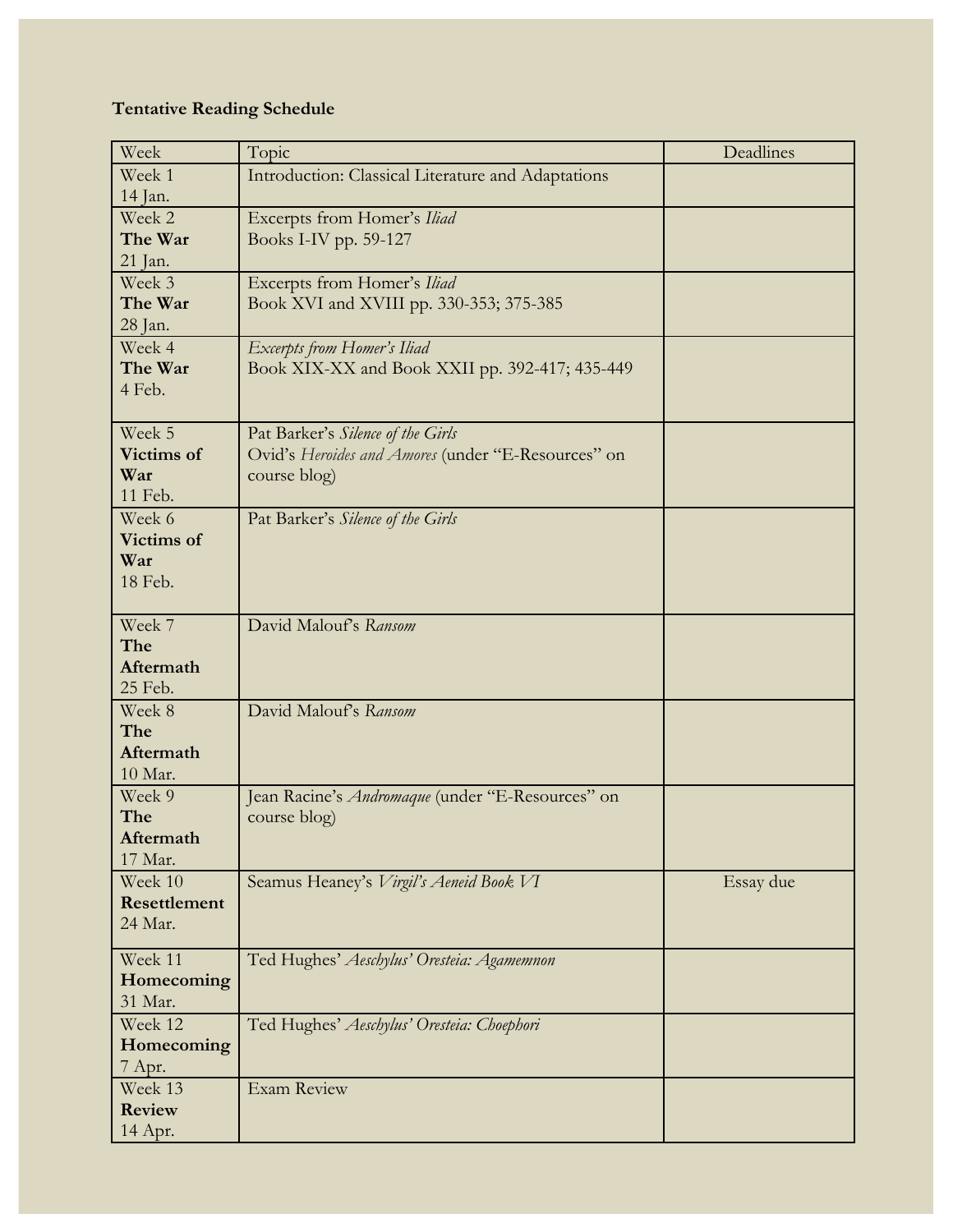**Tentative Reading Schedule**

| Week | Topic | Deadlines |
|---|---|---|
| Week 1<br>14 Jan. | Introduction: Classical Literature and Adaptations | |
| Week 2<br>**The War**<br>21 Jan. | Excerpts from Homer's *Iliad*<br>Books I-IV pp. 59-127 | |
| Week 3<br>**The War**<br>28 Jan. | Excerpts from Homer's *Iliad*<br>Book XVI and XVIII pp. 330-353; 375-385 | |
| Week 4<br>**The War**<br>4 Feb. | *Excerpts from Homer's Iliad*<br>Book XIX-XX and Book XXII pp. 392-417; 435-449 | |
| Week 5<br>**Victims of War**<br>11 Feb. | Pat Barker's *Silence of the Girls*<br>Ovid's *Heroides and Amores* (under "E-Resources" on course blog) | |
| Week 6<br>**Victims of War**<br>18 Feb. | Pat Barker's *Silence of the Girls* | |
| Week 7<br>**The Aftermath**<br>25 Feb. | David Malouf's *Ransom* | |
| Week 8<br>**The Aftermath**<br>10 Mar. | David Malouf's *Ransom* | |
| Week 9<br>**The Aftermath**<br>17 Mar. | Jean Racine's *Andromaque* (under "E-Resources" on course blog) | |
| Week 10<br>**Resettlement**<br>24 Mar. | Seamus Heaney's *Virgil's Aeneid Book VI* | Essay due |
| Week 11<br>**Homecoming**<br>31 Mar. | Ted Hughes' *Aeschylus' Oresteia: Agamemnon* | |
| Week 12<br>**Homecoming**<br>7 Apr. | Ted Hughes' *Aeschylus' Oresteia: Choephori* | |
| Week 13<br>**Review**<br>14 Apr. | Exam Review | |